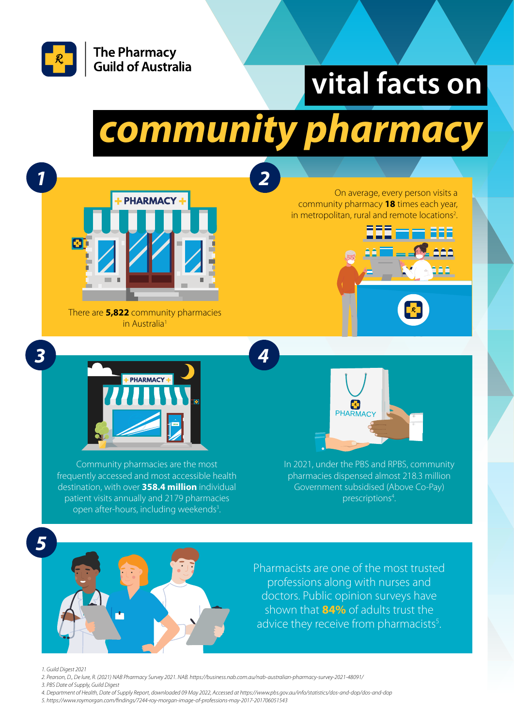The Pharmacy Guild of Australia

# vital facts on community pharmacy

**1**

There are **5,822** community pharmacies in Australia[1]

**2**

On average, every person visits a community pharmacy **18** times each year, in metropolitan, rural and remote locations[2].

**3**

Community pharmacies are the most frequently accessed and most accessible health destination, with over **358.4 million** individual patient visits annually and 2179 pharmacies open after-hours, including weekends[3].

**4**

In 2021, under the PBS and RPBS, community pharmacies dispensed almost 218.3 million Government subsidised (Above Co-Pay) prescriptions[4].

**5**

Pharmacists are one of the most trusted professions along with nurses and doctors. Public opinion surveys have shown that **84%** of adults trust the advice they receive from pharmacists[5].

---

*1. Guild Digest 2021*

*2. Pearson, D., De lure, R. (2021) NAB Pharmacy Survey 2021. NAB. https://business.nab.com.au/nab-australian-pharmacy-survey-2021-48091/*

*3. PBS Date of Supply, Guild Digest*

*4. Department of Health, Date of Supply Report, downloaded 09 May 2022, Accessed at https://www.pbs.gov.au/info/statistics/dos-and-dop/dos-and-dop*

*5. https://www.roymorgan.com/findings/7244-roy-morgan-image-of-professions-may-2017-201706051543*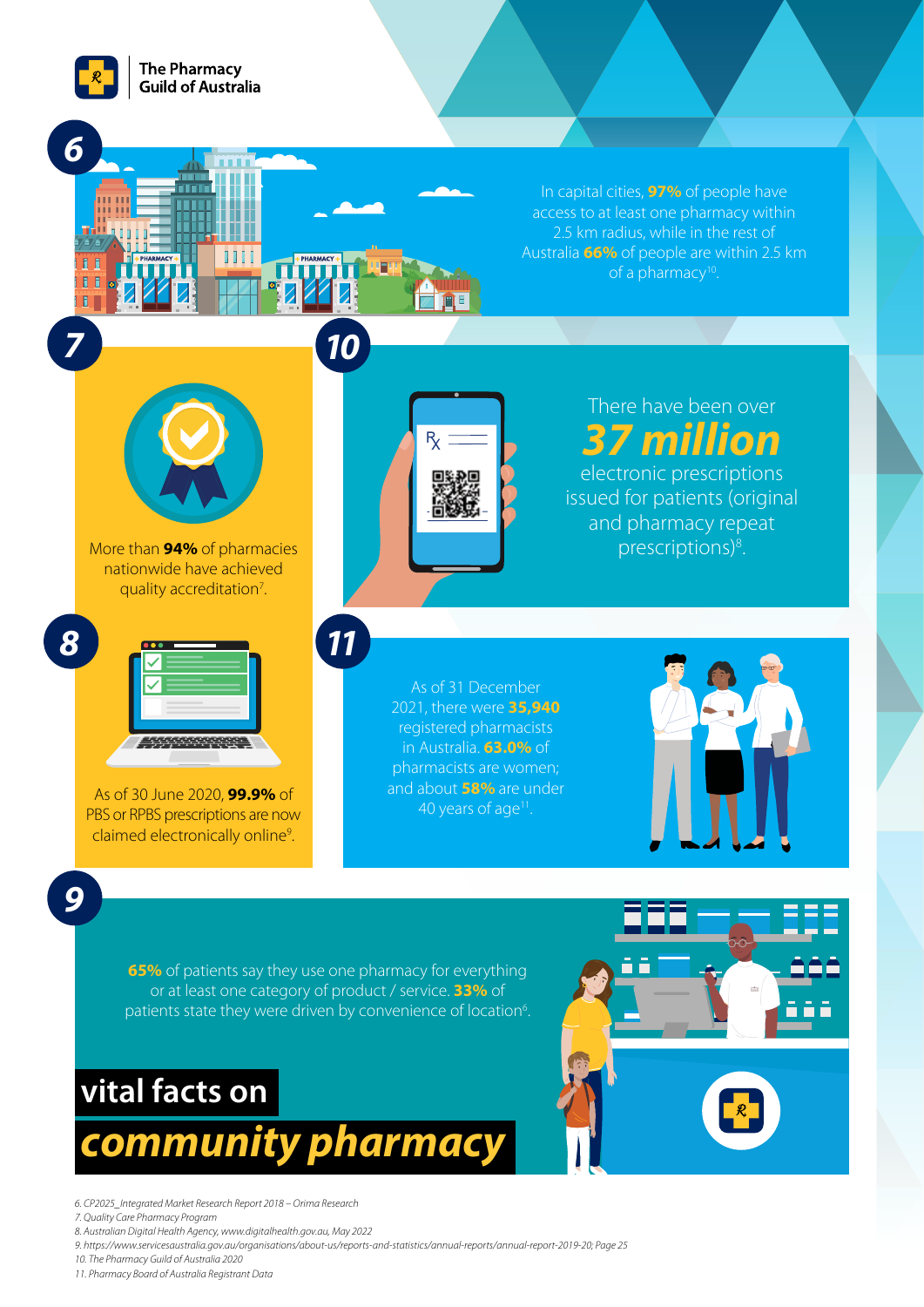The Pharmacy Guild of Australia

## 6

In capital cities, **97%** of people have access to at least one pharmacy within 2.5 km radius, while in the rest of Australia **66%** of people are within 2.5 km of a pharmacy[10].

## 7

More than **94%** of pharmacies nationwide have achieved quality accreditation[7].

## 10

There have been over **37 million** electronic prescriptions issued for patients (original and pharmacy repeat prescriptions)[8].

## 8

As of 30 June 2020, **99.9%** of PBS or RPBS prescriptions are now claimed electronically online[9].

## 11

As of 31 December 2021, there were **35,940** registered pharmacists in Australia. **63.0%** of pharmacists are women; and about **58%** are under 40 years of age[11].

## 9

**65%** of patients say they use one pharmacy for everything or at least one category of product / service. **33%** of patients state they were driven by convenience of location[6].

# vital facts on *community pharmacy*

*6. CP2025_Integrated Market Research Report 2018 – Orima Research*
*7. Quality Care Pharmacy Program*
*8. Australian Digital Health Agency, www.digitalhealth.gov.au, May 2022*
*9. https://www.servicesaustralia.gov.au/organisations/about-us/reports-and-statistics/annual-reports/annual-report-2019-20; Page 25*
*10. The Pharmacy Guild of Australia 2020*
*11. Pharmacy Board of Australia Registrant Data*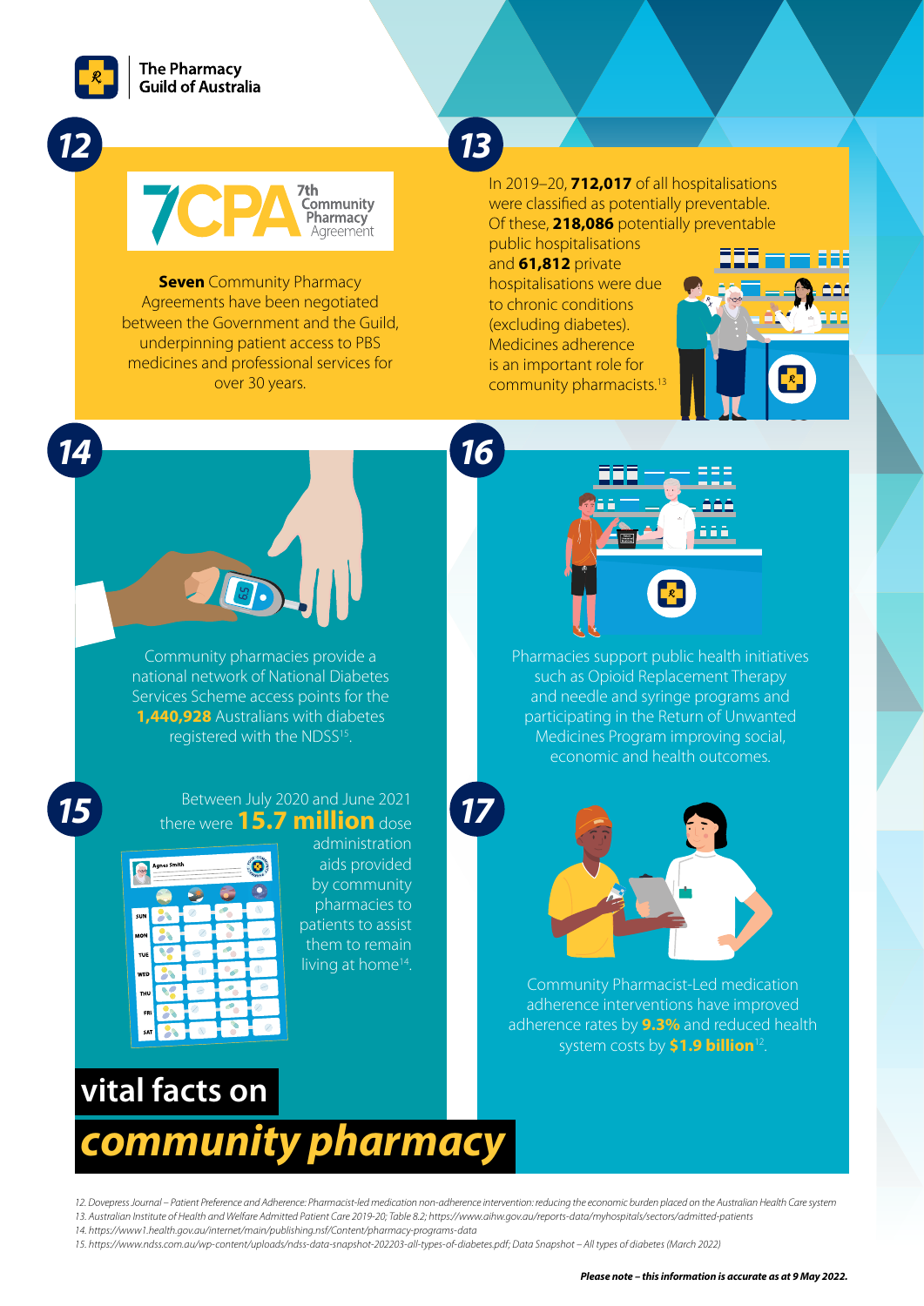The Pharmacy Guild of Australia

## 12

7CPA 7th Community Pharmacy Agreement

**Seven** Community Pharmacy Agreements have been negotiated between the Government and the Guild, underpinning patient access to PBS medicines and professional services for over 30 years.

## 13

In 2019–20, **712,017** of all hospitalisations were classified as potentially preventable. Of these, **218,086** potentially preventable public hospitalisations and **61,812** private hospitalisations were due to chronic conditions (excluding diabetes). Medicines adherence is an important role for community pharmacists.[13]

## 14

Community pharmacies provide a national network of National Diabetes Services Scheme access points for the **1,440,928** Australians with diabetes registered with the NDSS[15].

## 16

Pharmacies support public health initiatives such as Opioid Replacement Therapy and needle and syringe programs and participating in the Return of Unwanted Medicines Program improving social, economic and health outcomes.

## 15

Between July 2020 and June 2021 there were **15.7 million** dose administration aids provided by community pharmacies to patients to assist them to remain living at home[14].

## 17

Community Pharmacist-Led medication adherence interventions have improved adherence rates by **9.3%** and reduced health system costs by **$1.9 billion**[12].

# vital facts on *community pharmacy*

*12. Dovepress Journal – Patient Preference and Adherence: Pharmacist-led medication non-adherence intervention: reducing the economic burden placed on the Australian Health Care system*

*13. Australian Institute of Health and Welfare Admitted Patient Care 2019-20; Table 8.2; https://www.aihw.gov.au/reports-data/myhospitals/sectors/admitted-patients*

*14. https://www1.health.gov.au/internet/main/publishing.nsf/Content/pharmacy-programs-data*

*15. https://www.ndss.com.au/wp-content/uploads/ndss-data-snapshot-202203-all-types-of-diabetes.pdf; Data Snapshot – All types of diabetes (March 2022)*

***Please note – this information is accurate as at 9 May 2022.***